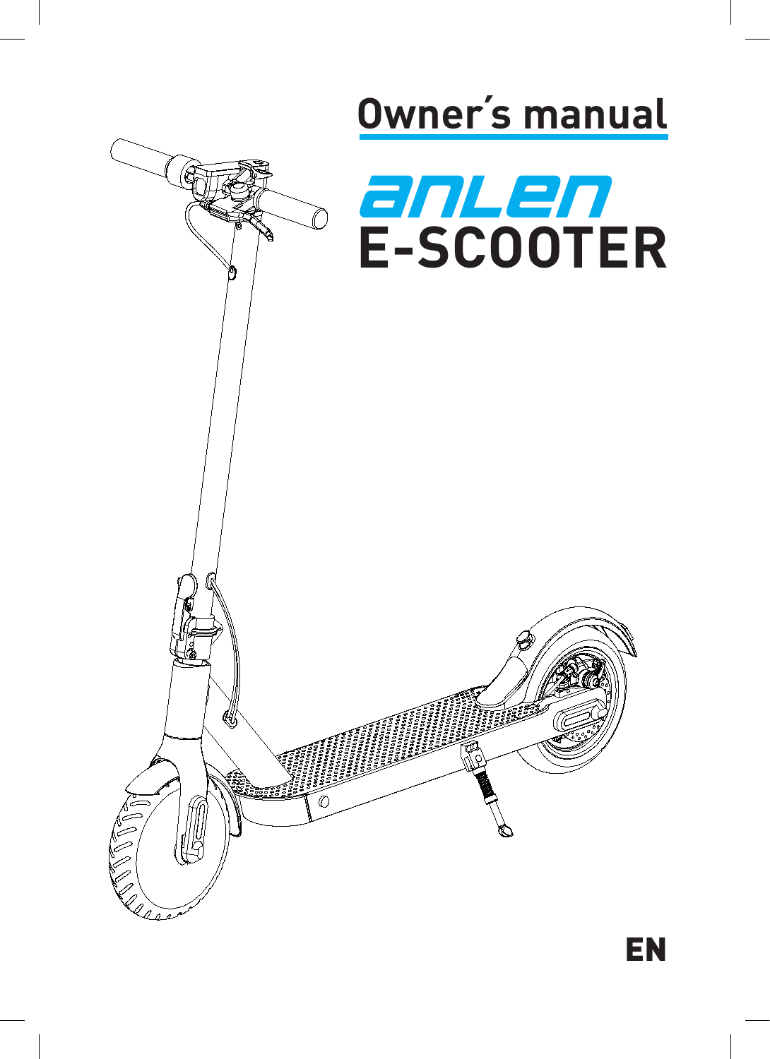# Owner´s manual

# anlen E-SCOOTER

EN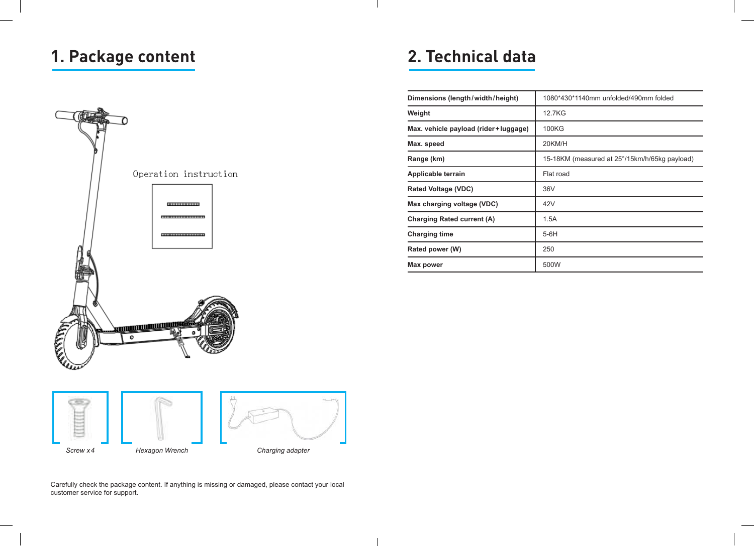# 1. Package content

Operation instruction

Screw x 4

Hexagon Wrench

Charging adapter

Carefully check the package content. If anything is missing or damaged, please contact your local customer service for support.

# 2. Technical data

| Dimensions (length/width/height) | 1080*430*1140mm unfolded/490mm folded |
|---|---|
| Weight | 12.7KG |
| Max. vehicle payload (rider+luggage) | 100KG |
| Max. speed | 20KM/H |
| Range (km) | 15-18KM (measured at 25°/15km/h/65kg payload) |
| Applicable terrain | Flat road |
| Rated Voltage (VDC) | 36V |
| Max charging voltage (VDC) | 42V |
| Charging Rated current (A) | 1.5A |
| Charging time | 5-6H |
| Rated power (W) | 250 |
| Max power | 500W |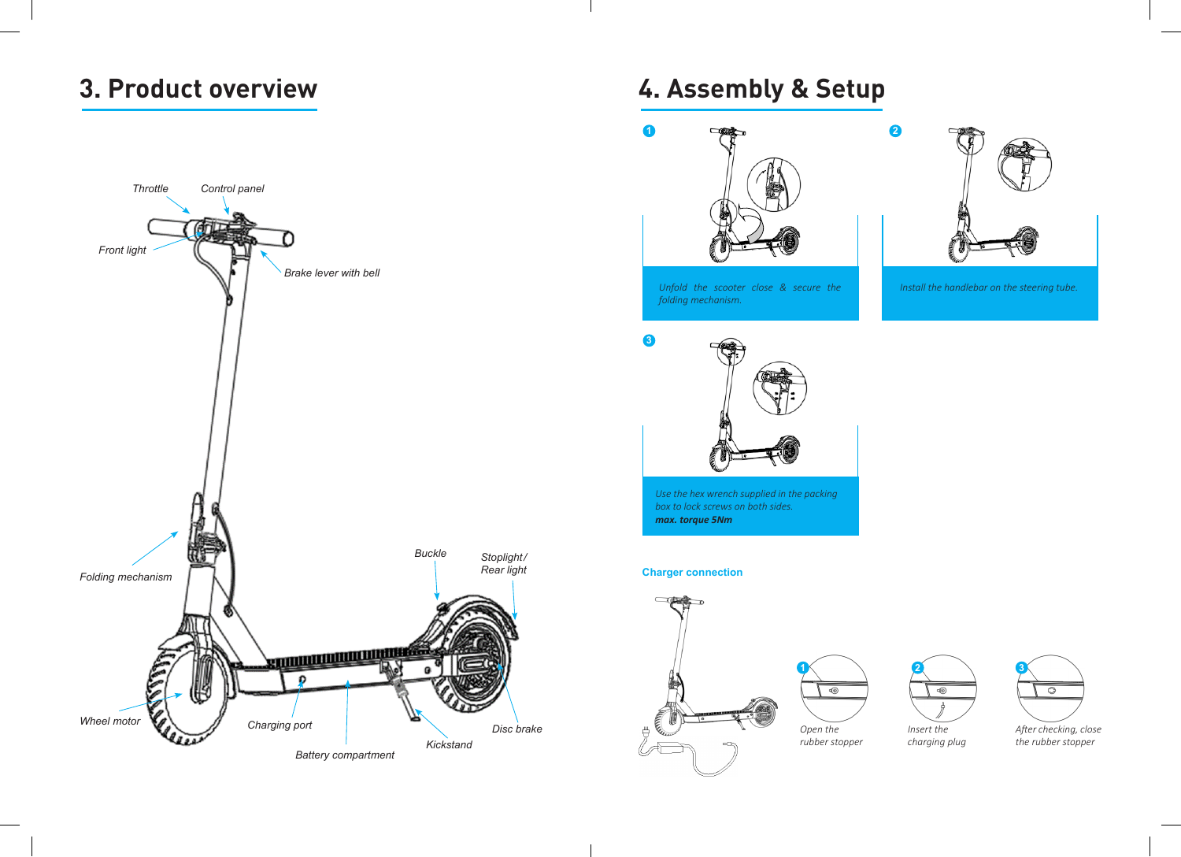# 3. Product overview

Throttle

Control panel

Front light

Brake lever with bell

Folding mechanism

Buckle

Stoplight/ Rear light

Wheel motor

Charging port

Kickstand

Disc brake

Battery compartment

# 4. Assembly & Setup

**1**

*Unfold the scooter close & secure the folding mechanism.*

**2**

*Install the handlebar on the steering tube.*

**3**

*Use the hex wrench supplied in the packing box to lock screws on both sides.*
***max. torque 5Nm***

## Charger connection

**1** *Open the rubber stopper*

**2** *Insert the charging plug*

**3** *After checking, close the rubber stopper*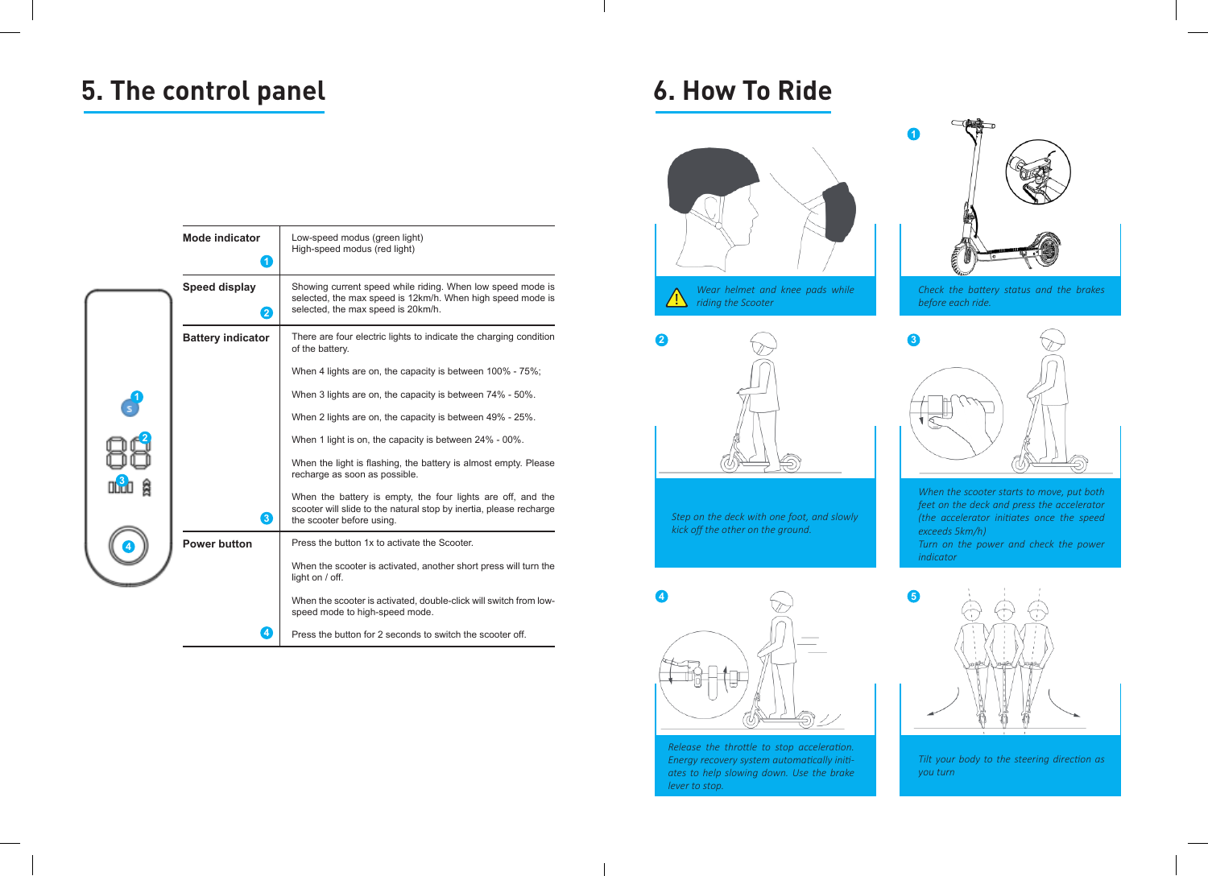## 5. The control panel

| | |
|---|---|
| **Mode indicator** (1) | Low-speed modus (green light)<br>High-speed modus (red light) |
| **Speed display** (2) | Showing current speed while riding. When low speed mode is selected, the max speed is 12km/h. When high speed mode is selected, the max speed is 20km/h. |
| **Battery indicator** (3) | There are four electric lights to indicate the charging condition of the battery.<br>When 4 lights are on, the capacity is between 100% - 75%;<br>When 3 lights are on, the capacity is between 74% - 50%.<br>When 2 lights are on, the capacity is between 49% - 25%.<br>When 1 light is on, the capacity is between 24% - 00%.<br>When the light is flashing, the battery is almost empty. Please recharge as soon as possible.<br>When the battery is empty, the four lights are off, and the scooter will slide to the natural stop by inertia, please recharge the scooter before using. |
| **Power button** (4) | Press the button 1x to activate the Scooter.<br>When the scooter is activated, another short press will turn the light on / off.<br>When the scooter is activated, double-click will switch from low-speed mode to high-speed mode.<br>Press the button for 2 seconds to switch the scooter off. |

## 6. How To Ride

*Wear helmet and knee pads while riding the Scooter*

1. *Check the battery status and the brakes before each ride.*

2. *Step on the deck with one foot, and slowly kick off the other on the ground.*

3. *When the scooter starts to move, put both feet on the deck and press the accelerator (the accelerator initiates once the speed exceeds 5km/h)*
   *Turn on the power and check the power indicator*

4. *Release the throttle to stop acceleration. Energy recovery system automatically initiates to help slowing down. Use the brake lever to stop.*

5. *Tilt your body to the steering direction as you turn*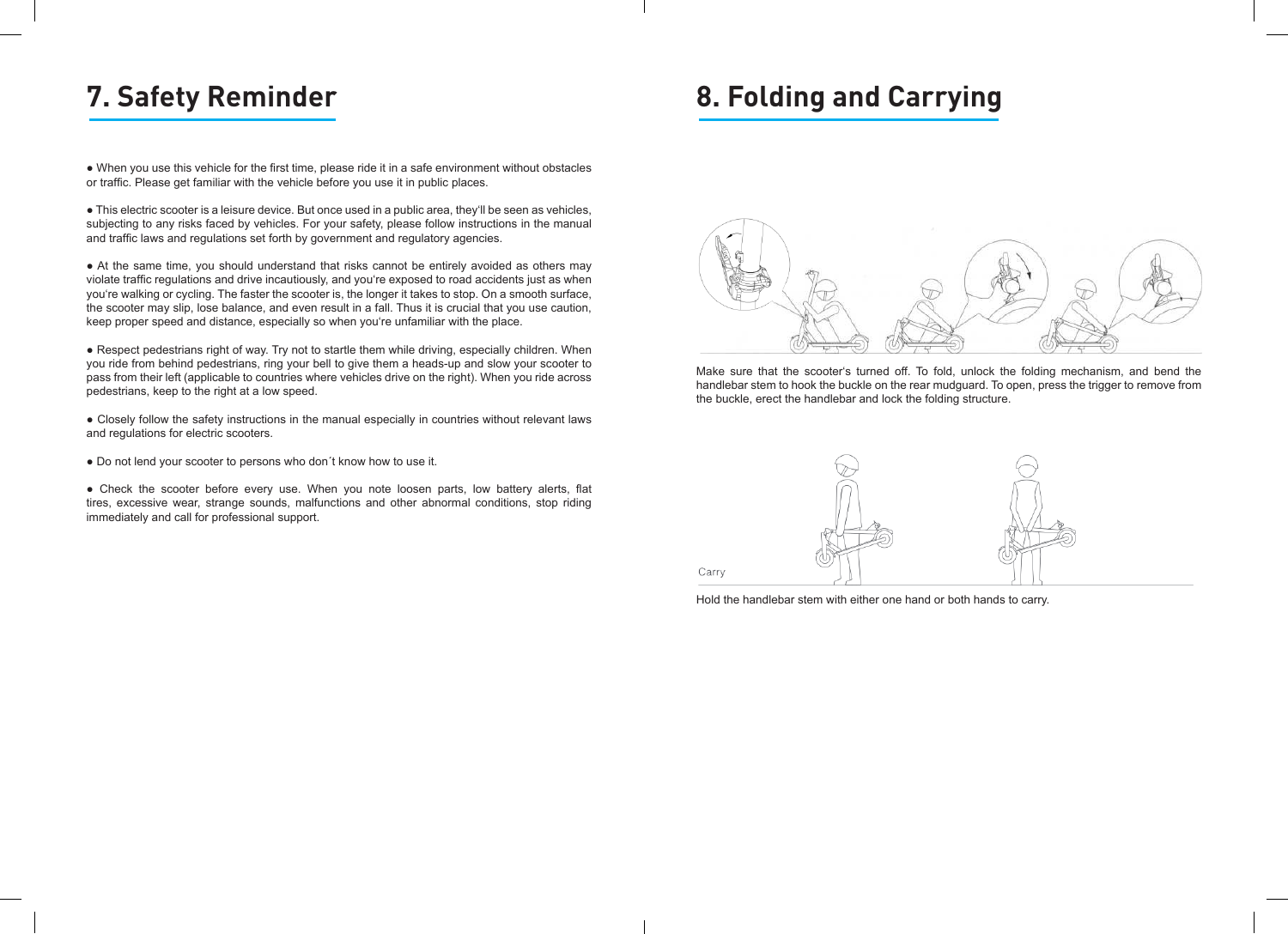# 7. Safety Reminder

- When you use this vehicle for the first time, please ride it in a safe environment without obstacles or traffic. Please get familiar with the vehicle before you use it in public places.

- This electric scooter is a leisure device. But once used in a public area, they'll be seen as vehicles, subjecting to any risks faced by vehicles. For your safety, please follow instructions in the manual and traffic laws and regulations set forth by government and regulatory agencies.

- At the same time, you should understand that risks cannot be entirely avoided as others may violate traffic regulations and drive incautiously, and you're exposed to road accidents just as when you're walking or cycling. The faster the scooter is, the longer it takes to stop. On a smooth surface, the scooter may slip, lose balance, and even result in a fall. Thus it is crucial that you use caution, keep proper speed and distance, especially so when you're unfamiliar with the place.

- Respect pedestrians right of way. Try not to startle them while driving, especially children. When you ride from behind pedestrians, ring your bell to give them a heads-up and slow your scooter to pass from their left (applicable to countries where vehicles drive on the right). When you ride across pedestrians, keep to the right at a low speed.

- Closely follow the safety instructions in the manual especially in countries without relevant laws and regulations for electric scooters.

- Do not lend your scooter to persons who don´t know how to use it.

- Check the scooter before every use. When you note loosen parts, low battery alerts, flat tires, excessive wear, strange sounds, malfunctions and other abnormal conditions, stop riding immediately and call for professional support.

# 8. Folding and Carrying

Make sure that the scooter's turned off. To fold, unlock the folding mechanism, and bend the handlebar stem to hook the buckle on the rear mudguard. To open, press the trigger to remove from the buckle, erect the handlebar and lock the folding structure.

Carry

Hold the handlebar stem with either one hand or both hands to carry.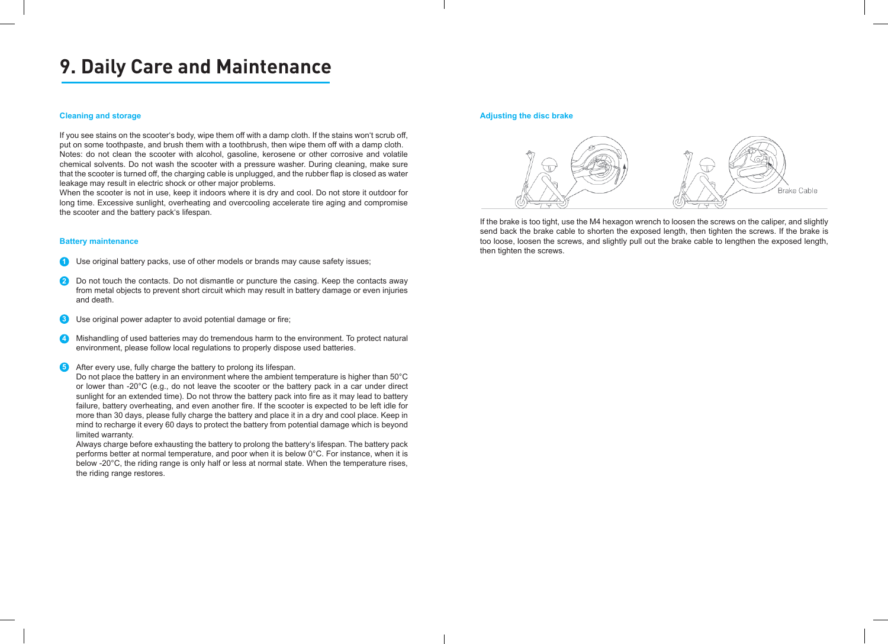# 9. Daily Care and Maintenance

### Cleaning and storage

If you see stains on the scooter's body, wipe them off with a damp cloth. If the stains won't scrub off, put on some toothpaste, and brush them with a toothbrush, then wipe them off with a damp cloth.
Notes: do not clean the scooter with alcohol, gasoline, kerosene or other corrosive and volatile chemical solvents. Do not wash the scooter with a pressure washer. During cleaning, make sure that the scooter is turned off, the charging cable is unplugged, and the rubber flap is closed as water leakage may result in electric shock or other major problems.
When the scooter is not in use, keep it indoors where it is dry and cool. Do not store it outdoor for long time. Excessive sunlight, overheating and overcooling accelerate tire aging and compromise the scooter and the battery pack's lifespan.

### Battery maintenance

1. Use original battery packs, use of other models or brands may cause safety issues;
2. Do not touch the contacts. Do not dismantle or puncture the casing. Keep the contacts away from metal objects to prevent short circuit which may result in battery damage or even injuries and death.
3. Use original power adapter to avoid potential damage or fire;
4. Mishandling of used batteries may do tremendous harm to the environment. To protect natural environment, please follow local regulations to properly dispose used batteries.
5. After every use, fully charge the battery to prolong its lifespan.
   Do not place the battery in an environment where the ambient temperature is higher than 50°C or lower than -20°C (e.g., do not leave the scooter or the battery pack in a car under direct sunlight for an extended time). Do not throw the battery pack into fire as it may lead to battery failure, battery overheating, and even another fire. If the scooter is expected to be left idle for more than 30 days, please fully charge the battery and place it in a dry and cool place. Keep in mind to recharge it every 60 days to protect the battery from potential damage which is beyond limited warranty.
   Always charge before exhausting the battery to prolong the battery's lifespan. The battery pack performs better at normal temperature, and poor when it is below 0°C. For instance, when it is below -20°C, the riding range is only half or less at normal state. When the temperature rises, the riding range restores.

### Adjusting the disc brake

Brake Cable

If the brake is too tight, use the M4 hexagon wrench to loosen the screws on the caliper, and slightly send back the brake cable to shorten the exposed length, then tighten the screws. If the brake is too loose, loosen the screws, and slightly pull out the brake cable to lengthen the exposed length, then tighten the screws.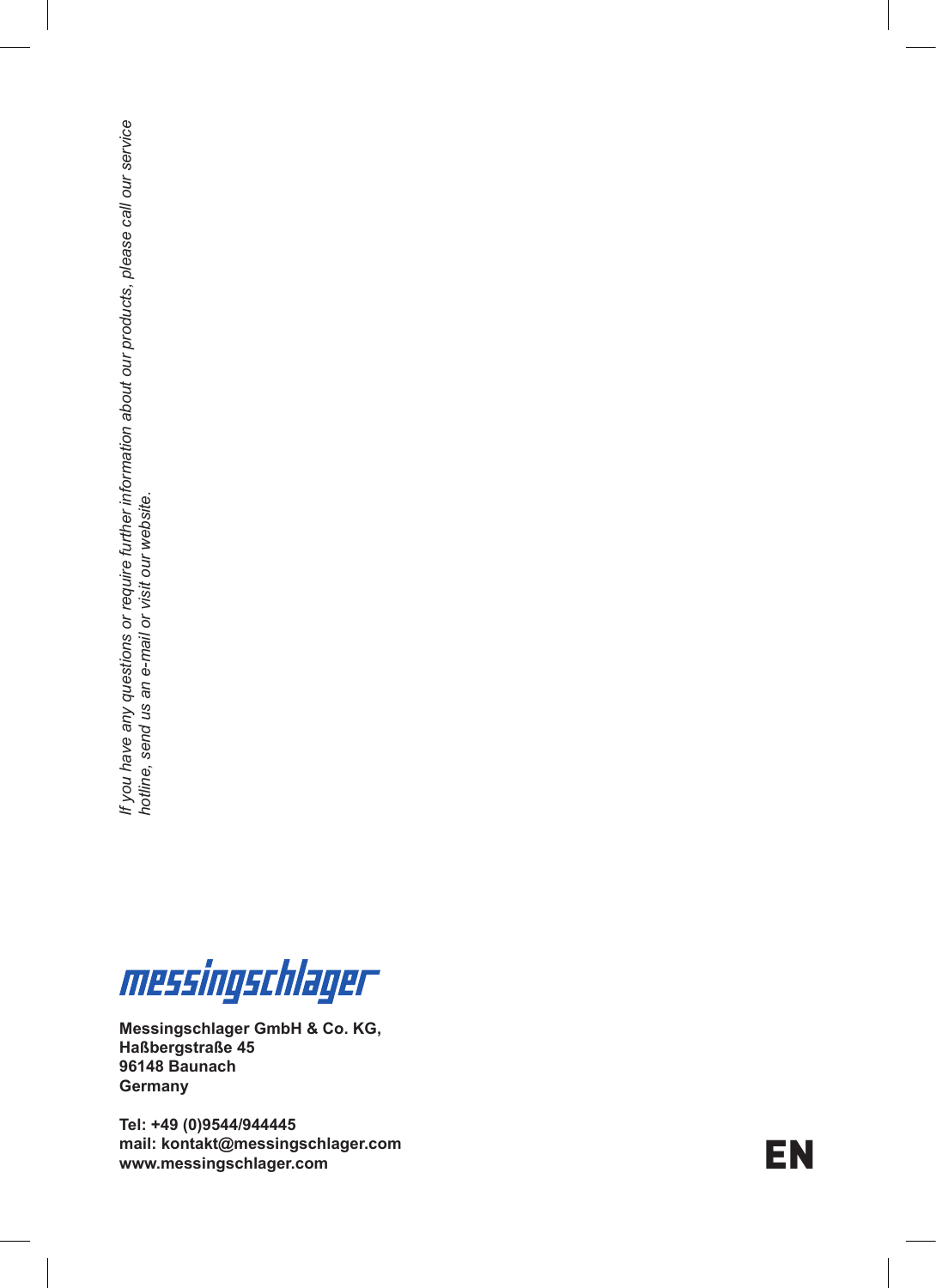*If you have any questions or require further information about our products, please call our service hotline, send us an e-mail or visit our website.*

messingschlager

**Messingschlager GmbH & Co. KG,**
**Haßbergstraße 45**
**96148 Baunach**
**Germany**

**Tel: +49 (0)9544/944445**
**mail: kontakt@messingschlager.com**
**www.messingschlager.com**

**EN**